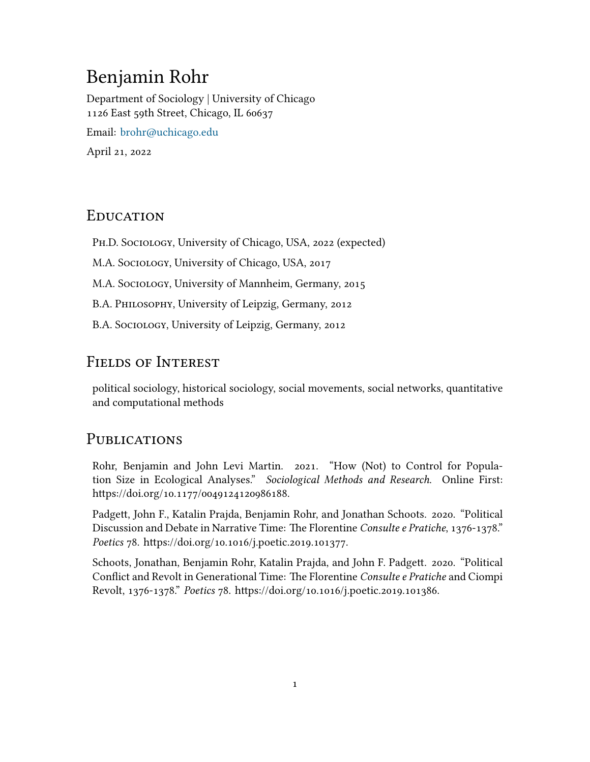# Benjamin Rohr

Department of Sociology | University of Chicago
1126 East 59th Street, Chicago, IL 60637

Email: brohr@uchicago.edu

April 21, 2022

## Education

Ph.D. Sociology, University of Chicago, USA, 2022 (expected)

M.A. Sociology, University of Chicago, USA, 2017

M.A. Sociology, University of Mannheim, Germany, 2015

B.A. Philosophy, University of Leipzig, Germany, 2012

B.A. Sociology, University of Leipzig, Germany, 2012

## Fields of Interest

political sociology, historical sociology, social movements, social networks, quantitative and computational methods

## Publications

Rohr, Benjamin and John Levi Martin. 2021. "How (Not) to Control for Population Size in Ecological Analyses." *Sociological Methods and Research*. Online First: https://doi.org/10.1177/0049124120986188.

Padgett, John F., Katalin Prajda, Benjamin Rohr, and Jonathan Schoots. 2020. "Political Discussion and Debate in Narrative Time: The Florentine *Consulte e Pratiche*, 1376-1378." *Poetics* 78. https://doi.org/10.1016/j.poetic.2019.101377.

Schoots, Jonathan, Benjamin Rohr, Katalin Prajda, and John F. Padgett. 2020. "Political Conflict and Revolt in Generational Time: The Florentine *Consulte e Pratiche* and Ciompi Revolt, 1376-1378." *Poetics* 78. https://doi.org/10.1016/j.poetic.2019.101386.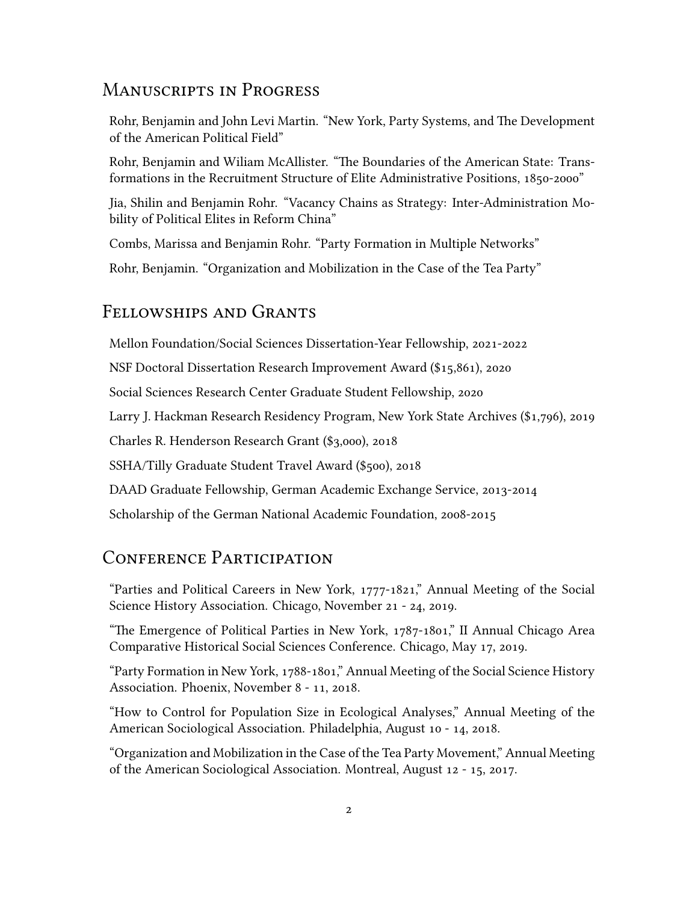## Manuscripts in Progress

Rohr, Benjamin and John Levi Martin. “New York, Party Systems, and The Development of the American Political Field”

Rohr, Benjamin and Wiliam McAllister. “The Boundaries of the American State: Transformations in the Recruitment Structure of Elite Administrative Positions, 1850-2000”

Jia, Shilin and Benjamin Rohr. “Vacancy Chains as Strategy: Inter-Administration Mobility of Political Elites in Reform China”

Combs, Marissa and Benjamin Rohr. “Party Formation in Multiple Networks”

Rohr, Benjamin. “Organization and Mobilization in the Case of the Tea Party”

## Fellowships and Grants

Mellon Foundation/Social Sciences Dissertation-Year Fellowship, 2021-2022

NSF Doctoral Dissertation Research Improvement Award ($15,861), 2020

Social Sciences Research Center Graduate Student Fellowship, 2020

Larry J. Hackman Research Residency Program, New York State Archives ($1,796), 2019

Charles R. Henderson Research Grant ($3,000), 2018

SSHA/Tilly Graduate Student Travel Award ($500), 2018

DAAD Graduate Fellowship, German Academic Exchange Service, 2013-2014

Scholarship of the German National Academic Foundation, 2008-2015

## Conference Participation

“Parties and Political Careers in New York, 1777-1821,” Annual Meeting of the Social Science History Association. Chicago, November 21 - 24, 2019.

“The Emergence of Political Parties in New York, 1787-1801,” II Annual Chicago Area Comparative Historical Social Sciences Conference. Chicago, May 17, 2019.

“Party Formation in New York, 1788-1801,” Annual Meeting of the Social Science History Association. Phoenix, November 8 - 11, 2018.

“How to Control for Population Size in Ecological Analyses,” Annual Meeting of the American Sociological Association. Philadelphia, August 10 - 14, 2018.

“Organization and Mobilization in the Case of the Tea Party Movement,” Annual Meeting of the American Sociological Association. Montreal, August 12 - 15, 2017.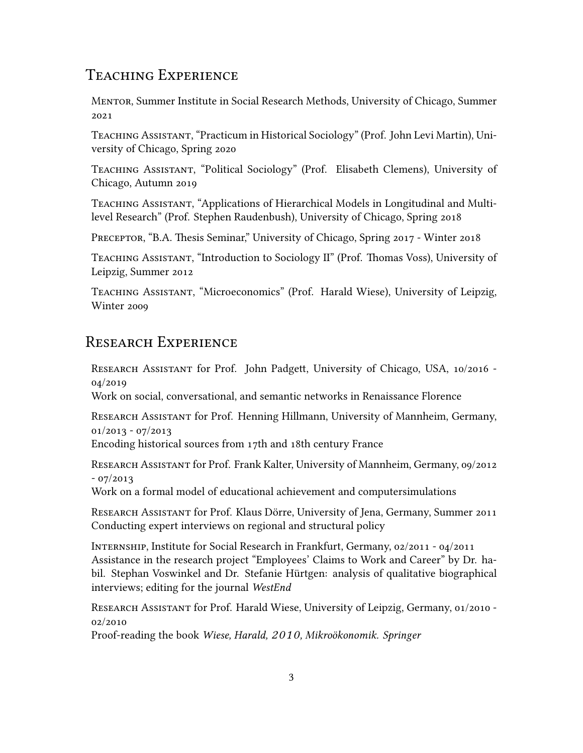## Teaching Experience

Mentor, Summer Institute in Social Research Methods, University of Chicago, Summer 2021

Teaching Assistant, "Practicum in Historical Sociology" (Prof. John Levi Martin), University of Chicago, Spring 2020

Teaching Assistant, "Political Sociology" (Prof. Elisabeth Clemens), University of Chicago, Autumn 2019

Teaching Assistant, "Applications of Hierarchical Models in Longitudinal and Multilevel Research" (Prof. Stephen Raudenbush), University of Chicago, Spring 2018

Preceptor, "B.A. Thesis Seminar," University of Chicago, Spring 2017 - Winter 2018

Teaching Assistant, "Introduction to Sociology II" (Prof. Thomas Voss), University of Leipzig, Summer 2012

Teaching Assistant, "Microeconomics" (Prof. Harald Wiese), University of Leipzig, Winter 2009

## Research Experience

Research Assistant for Prof. John Padgett, University of Chicago, USA, 10/2016 - 04/2019
Work on social, conversational, and semantic networks in Renaissance Florence

Research Assistant for Prof. Henning Hillmann, University of Mannheim, Germany, 01/2013 - 07/2013
Encoding historical sources from 17th and 18th century France

Research Assistant for Prof. Frank Kalter, University of Mannheim, Germany, 09/2012 - 07/2013
Work on a formal model of educational achievement and computersimulations

Research Assistant for Prof. Klaus Dörre, University of Jena, Germany, Summer 2011
Conducting expert interviews on regional and structural policy

Internship, Institute for Social Research in Frankfurt, Germany, 02/2011 - 04/2011
Assistance in the research project "Employees' Claims to Work and Career" by Dr. habil. Stephan Voswinkel and Dr. Stefanie Hürtgen: analysis of qualitative biographical interviews; editing for the journal *WestEnd*

Research Assistant for Prof. Harald Wiese, University of Leipzig, Germany, 01/2010 - 02/2010
Proof-reading the book *Wiese, Harald, 2010, Mikroökonomik. Springer*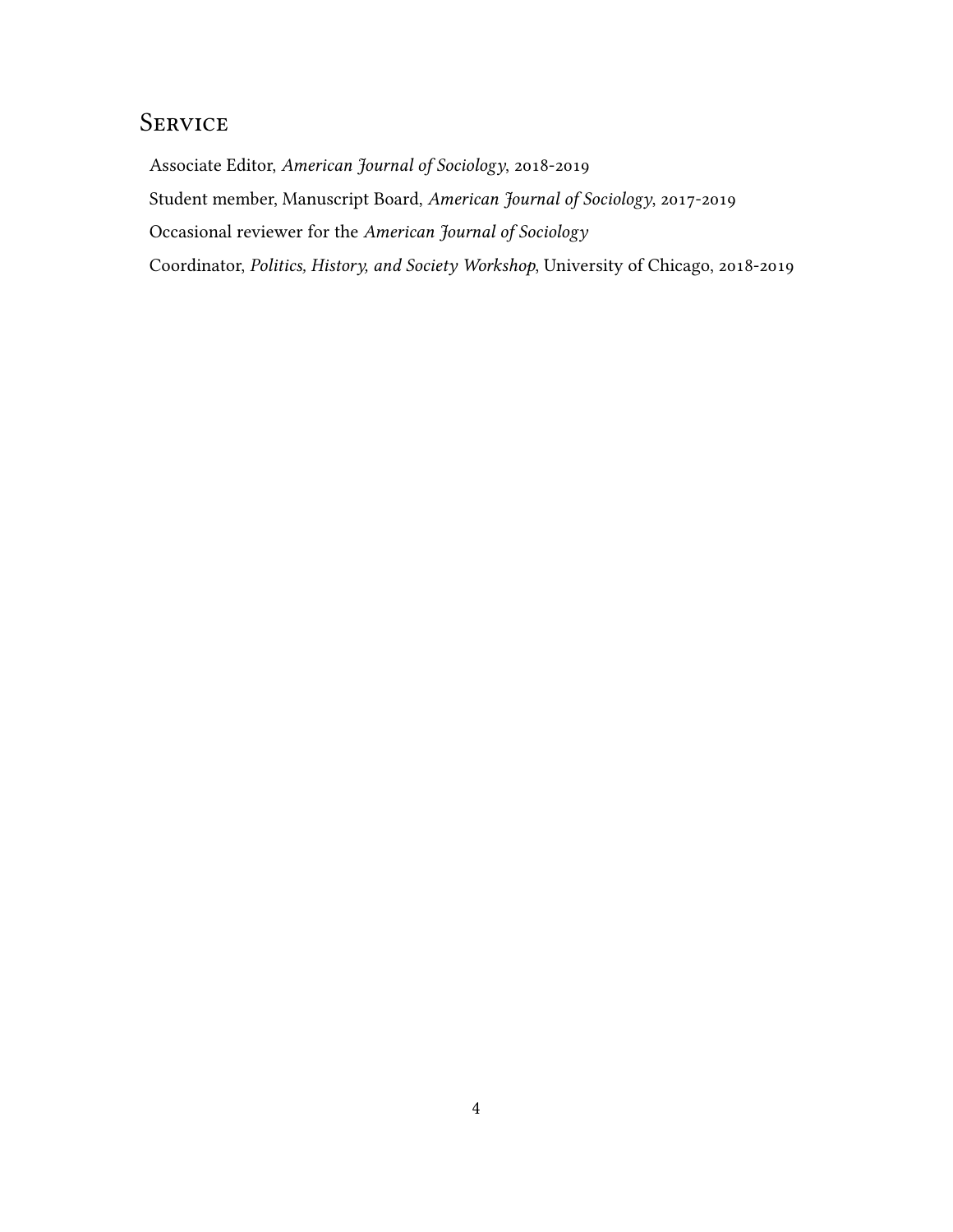## Service

Associate Editor, *American Journal of Sociology*, 2018-2019

Student member, Manuscript Board, *American Journal of Sociology*, 2017-2019

Occasional reviewer for the *American Journal of Sociology*

Coordinator, *Politics, History, and Society Workshop*, University of Chicago, 2018-2019